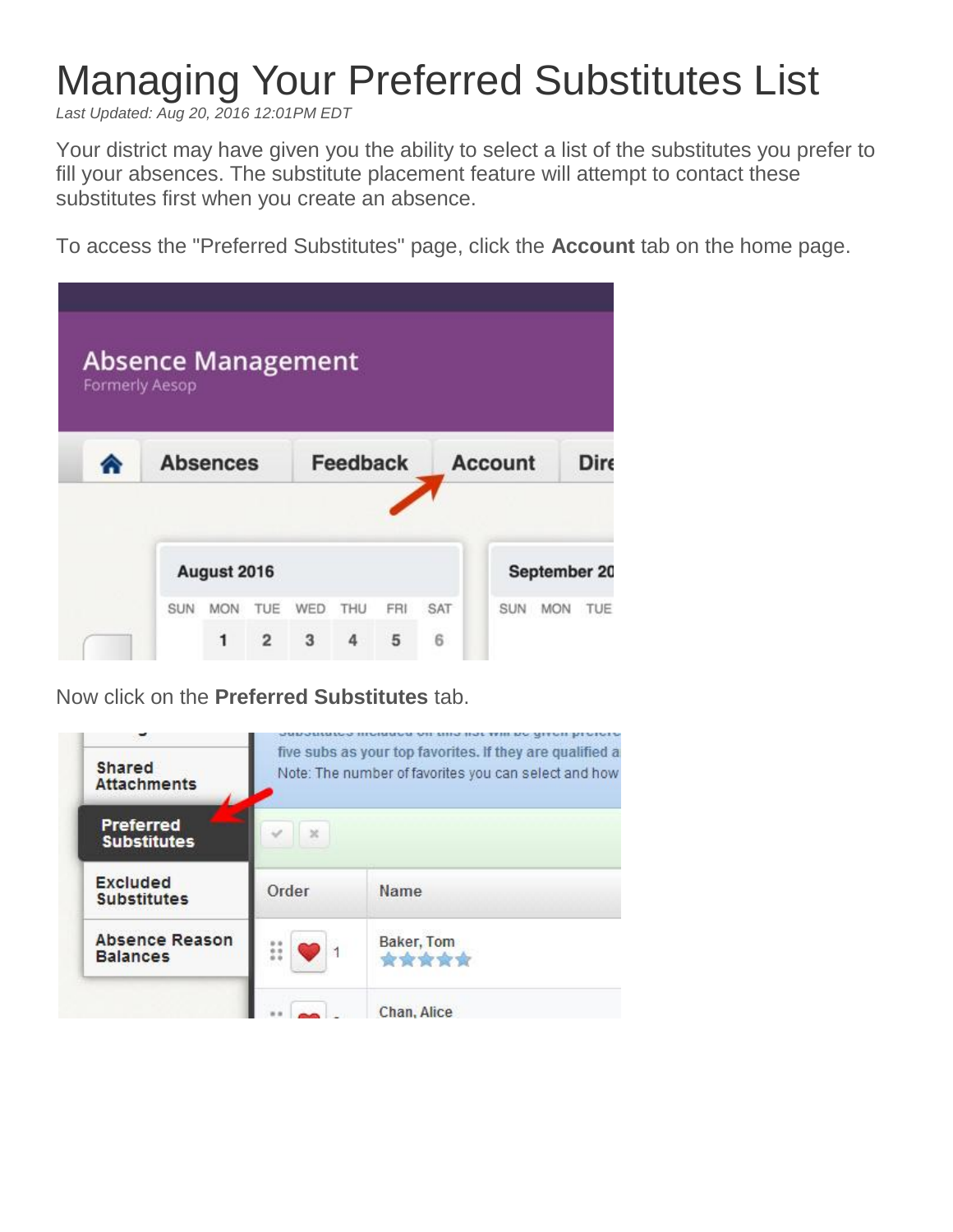# Managing Your Preferred Substitutes List

*Last Updated: Aug 20, 2016 12:01PM EDT*

Your district may have given you the ability to select a list of the substitutes you prefer to fill your absences. The substitute placement feature will attempt to contact these substitutes first when you create an absence.

To access the "Preferred Substitutes" page, click the **Account** tab on the home page.

Now click on the **Preferred Substitutes** tab.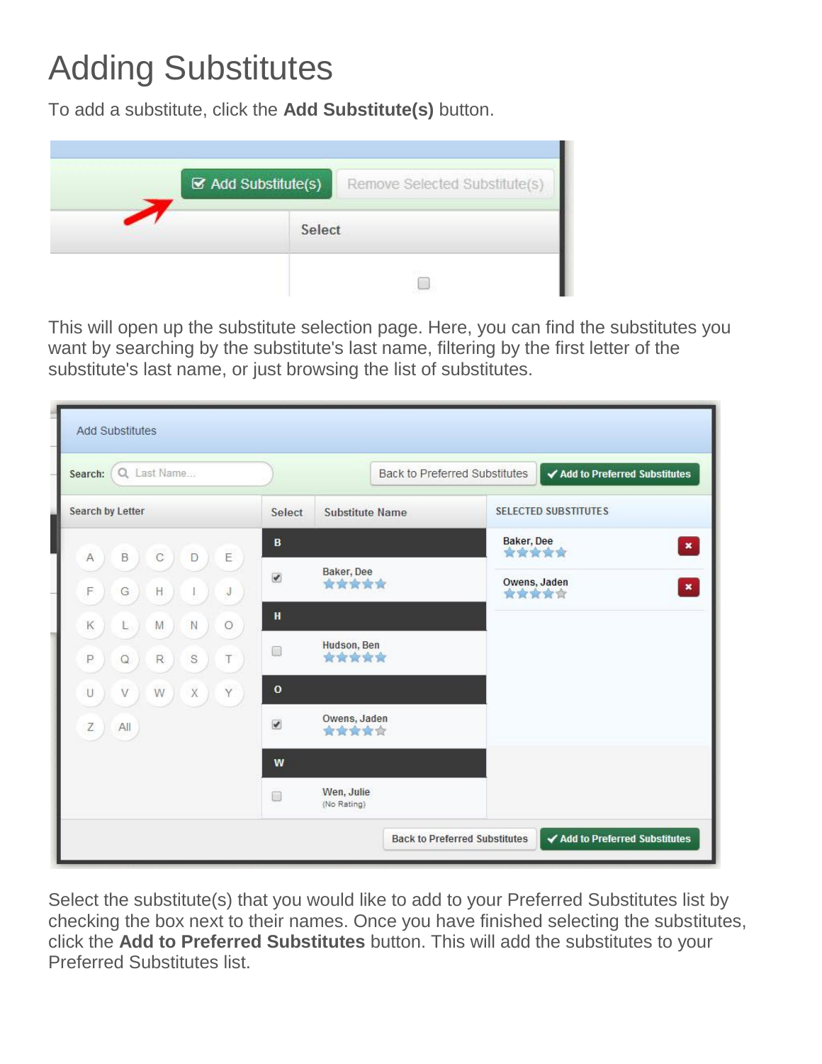# Adding Substitutes

To add a substitute, click the **Add Substitute(s)** button.

This will open up the substitute selection page. Here, you can find the substitutes you want by searching by the substitute's last name, filtering by the first letter of the substitute's last name, or just browsing the list of substitutes.

Select the substitute(s) that you would like to add to your Preferred Substitutes list by checking the box next to their names. Once you have finished selecting the substitutes, click the **Add to Preferred Substitutes** button. This will add the substitutes to your Preferred Substitutes list.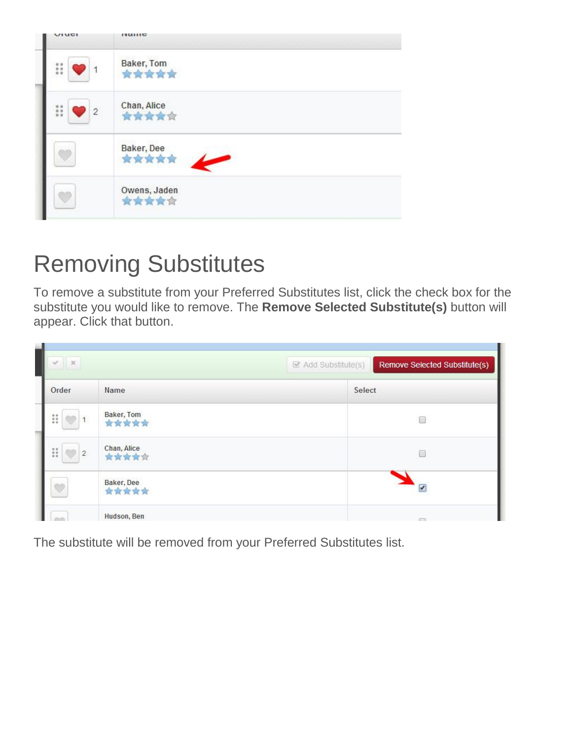# Removing Substitutes

To remove a substitute from your Preferred Substitutes list, click the check box for the substitute you would like to remove. The **Remove Selected Substitute(s)** button will appear. Click that button.

The substitute will be removed from your Preferred Substitutes list.